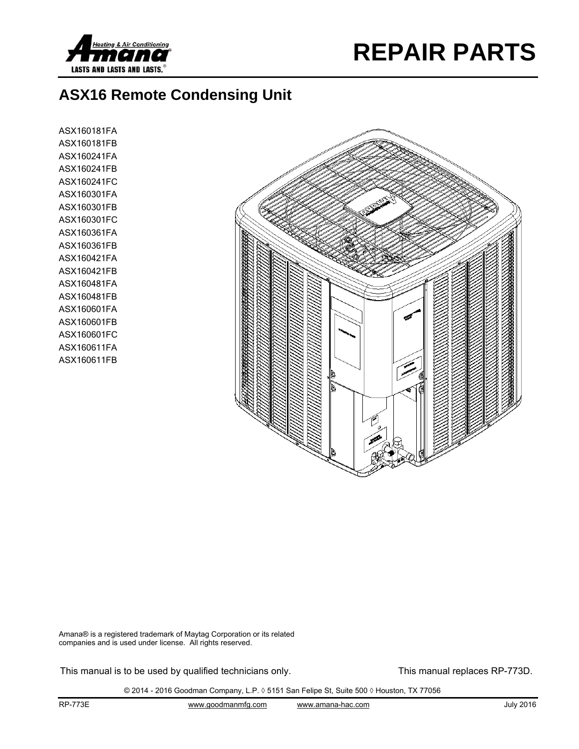# REPAIR PARTS

## ASX16 Remote Condensing Unit

ASX160181FA
ASX160181FB
ASX160241FA
ASX160241FB
ASX160241FC
ASX160301FA
ASX160301FB
ASX160301FC
ASX160361FA
ASX160361FB
ASX160421FA
ASX160421FB
ASX160481FA
ASX160481FB
ASX160601FA
ASX160601FB
ASX160601FC
ASX160611FA
ASX160611FB

Amana® is a registered trademark of Maytag Corporation or its related companies and is used under license. All rights reserved.

This manual is to be used by qualified technicians only.

This manual replaces RP-773D.

© 2014 - 2016 Goodman Company, L.P. ◊ 5151 San Felipe St, Suite 500 ◊ Houston, TX 77056

RP-773E www.goodmanmfg.com www.amana-hac.com July 2016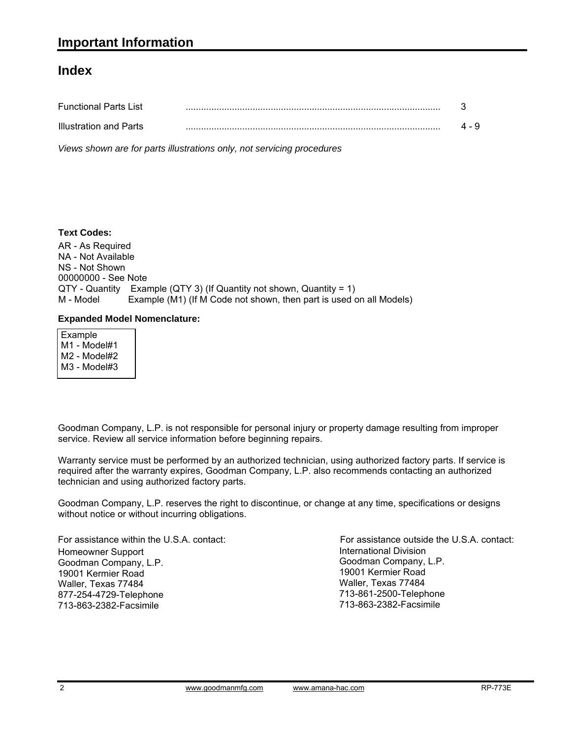# Important Information

## Index

| | | |
|---|---|---|
| Functional Parts List | .................................................................................................. | 3 |
| Illustration and Parts | .................................................................................................. | 4 - 9 |

*Views shown are for parts illustrations only, not servicing procedures*

**Text Codes:**

AR - As Required
NA - Not Available
NS - Not Shown
00000000 - See Note
QTY - Quantity  Example (QTY 3) (If Quantity not shown, Quantity = 1)
M - Model  Example (M1) (If M Code not shown, then part is used on all Models)

**Expanded Model Nomenclature:**

Example
M1 - Model#1
M2 - Model#2
M3 - Model#3

Goodman Company, L.P. is not responsible for personal injury or property damage resulting from improper service. Review all service information before beginning repairs.

Warranty service must be performed by an authorized technician, using authorized factory parts. If service is required after the warranty expires, Goodman Company, L.P. also recommends contacting an authorized technician and using authorized factory parts.

Goodman Company, L.P. reserves the right to discontinue, or change at any time, specifications or designs without notice or without incurring obligations.

For assistance within the U.S.A. contact:
Homeowner Support
Goodman Company, L.P.
19001 Kermier Road
Waller, Texas 77484
877-254-4729-Telephone
713-863-2382-Facsimile

For assistance outside the U.S.A. contact:
International Division
Goodman Company, L.P.
19001 Kermier Road
Waller, Texas 77484
713-861-2500-Telephone
713-863-2382-Facsimile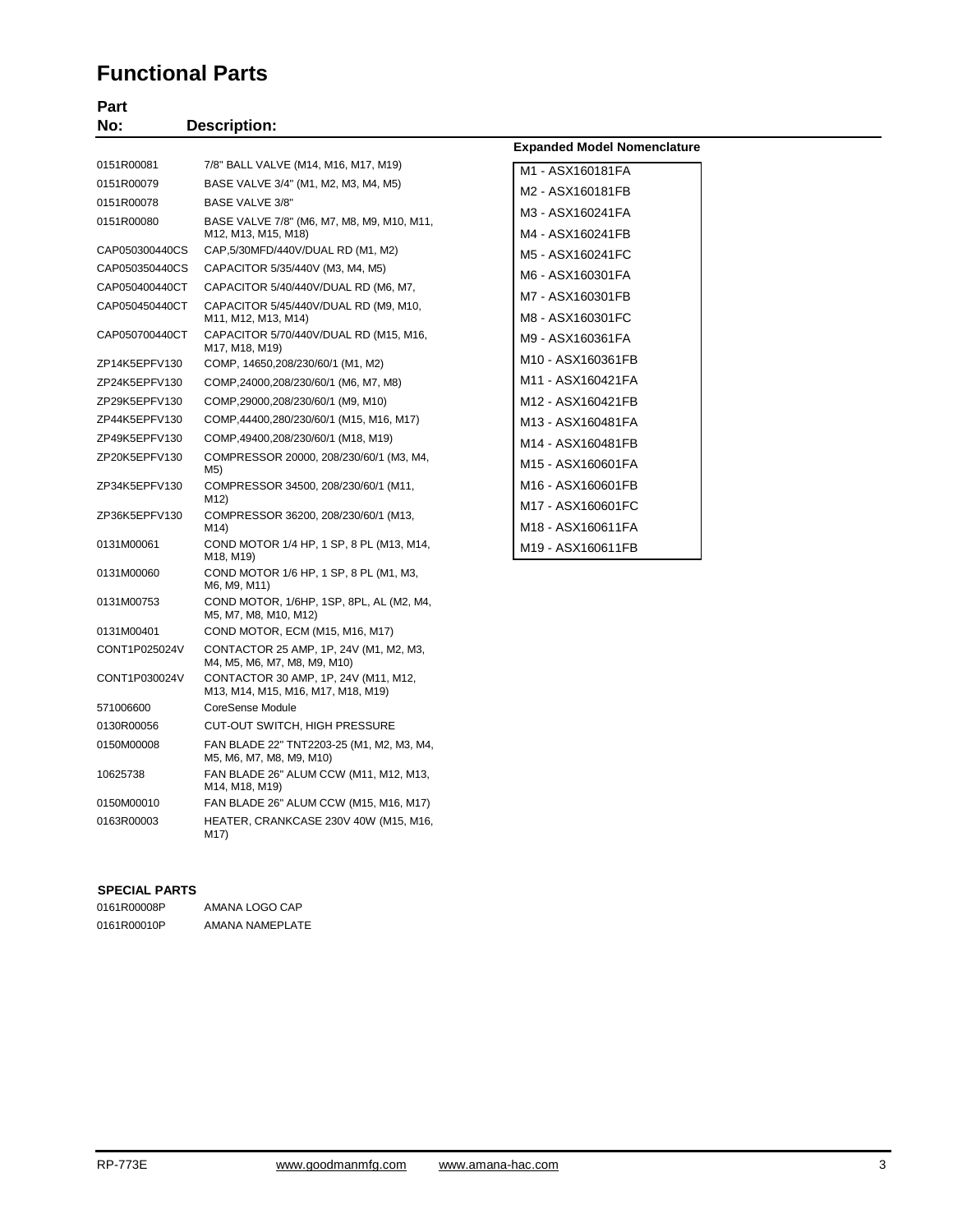# Functional Parts

| Part No: | Description: |
|---|---|
| 0151R00081 | 7/8" BALL VALVE (M14, M16, M17, M19) |
| 0151R00079 | BASE VALVE 3/4" (M1, M2, M3, M4, M5) |
| 0151R00078 | BASE VALVE 3/8" |
| 0151R00080 | BASE VALVE 7/8" (M6, M7, M8, M9, M10, M11, M12, M13, M15, M18) |
| CAP050300440CS | CAP,5/30MFD/440V/DUAL RD (M1, M2) |
| CAP050350440CS | CAPACITOR 5/35/440V (M3, M4, M5) |
| CAP050400440CT | CAPACITOR 5/40/440V/DUAL RD (M6, M7, |
| CAP050450440CT | CAPACITOR 5/45/440V/DUAL RD (M9, M10, M11, M12, M13, M14) |
| CAP050700440CT | CAPACITOR 5/70/440V/DUAL RD (M15, M16, M17, M18, M19) |
| ZP14K5EPFV130 | COMP, 14650,208/230/60/1 (M1, M2) |
| ZP24K5EPFV130 | COMP,24000,208/230/60/1 (M6, M7, M8) |
| ZP29K5EPFV130 | COMP,29000,208/230/60/1 (M9, M10) |
| ZP44K5EPFV130 | COMP,44400,280/230/60/1 (M15, M16, M17) |
| ZP49K5EPFV130 | COMP,49400,208/230/60/1 (M18, M19) |
| ZP20K5EPFV130 | COMPRESSOR 20000, 208/230/60/1 (M3, M4, M5) |
| ZP34K5EPFV130 | COMPRESSOR 34500, 208/230/60/1 (M11, M12) |
| ZP36K5EPFV130 | COMPRESSOR 36200, 208/230/60/1 (M13, M14) |
| 0131M00061 | COND MOTOR 1/4 HP, 1 SP, 8 PL (M13, M14, M18, M19) |
| 0131M00060 | COND MOTOR 1/6 HP, 1 SP, 8 PL (M1, M3, M6, M9, M11) |
| 0131M00753 | COND MOTOR, 1/6HP, 1SP, 8PL, AL (M2, M4, M5, M7, M8, M10, M12) |
| 0131M00401 | COND MOTOR, ECM (M15, M16, M17) |
| CONT1P025024V | CONTACTOR 25 AMP, 1P, 24V (M1, M2, M3, M4, M5, M6, M7, M8, M9, M10) |
| CONT1P030024V | CONTACTOR 30 AMP, 1P, 24V (M11, M12, M13, M14, M15, M16, M17, M18, M19) |
| 571006600 | CoreSense Module |
| 0130R00056 | CUT-OUT SWITCH, HIGH PRESSURE |
| 0150M00008 | FAN BLADE 22" TNT2203-25 (M1, M2, M3, M4, M5, M6, M7, M8, M9, M10) |
| 10625738 | FAN BLADE 26" ALUM CCW (M11, M12, M13, M14, M18, M19) |
| 0150M00010 | FAN BLADE 26" ALUM CCW (M15, M16, M17) |
| 0163R00003 | HEATER, CRANKCASE 230V 40W (M15, M16, M17) |

**Expanded Model Nomenclature**

- M1 - ASX160181FA
- M2 - ASX160181FB
- M3 - ASX160241FA
- M4 - ASX160241FB
- M5 - ASX160241FC
- M6 - ASX160301FA
- M7 - ASX160301FB
- M8 - ASX160301FC
- M9 - ASX160361FA
- M10 - ASX160361FB
- M11 - ASX160421FA
- M12 - ASX160421FB
- M13 - ASX160481FA
- M14 - ASX160481FB
- M15 - ASX160601FA
- M16 - ASX160601FB
- M17 - ASX160601FC
- M18 - ASX160611FA
- M19 - ASX160611FB

**SPECIAL PARTS**

| | |
|---|---|
| 0161R00008P | AMANA LOGO CAP |
| 0161R00010P | AMANA NAMEPLATE |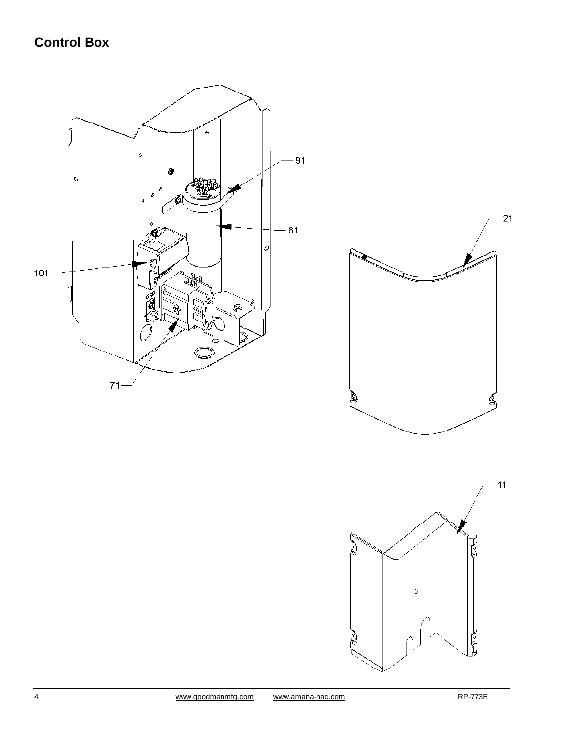## Control Box

91

81

21

101

71

11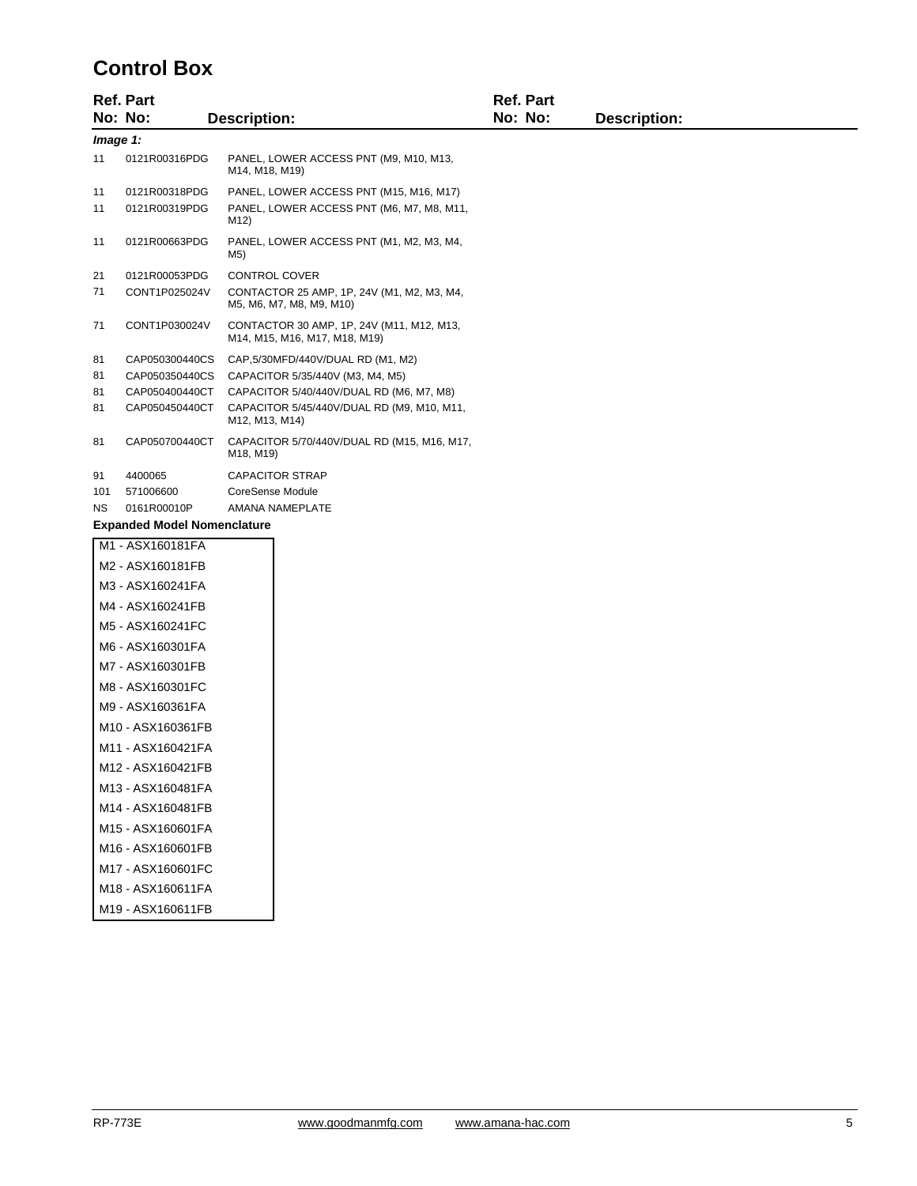# Control Box

| Ref. No: | Part No: | Description: |
|---|---|---|
| *Image 1:* | | |
| 11 | 0121R00316PDG | PANEL, LOWER ACCESS PNT (M9, M10, M13, M14, M18, M19) |
| 11 | 0121R00318PDG | PANEL, LOWER ACCESS PNT (M15, M16, M17) |
| 11 | 0121R00319PDG | PANEL, LOWER ACCESS PNT (M6, M7, M8, M11, M12) |
| 11 | 0121R00663PDG | PANEL, LOWER ACCESS PNT (M1, M2, M3, M4, M5) |
| 21 | 0121R00053PDG | CONTROL COVER |
| 71 | CONT1P025024V | CONTACTOR 25 AMP, 1P, 24V (M1, M2, M3, M4, M5, M6, M7, M8, M9, M10) |
| 71 | CONT1P030024V | CONTACTOR 30 AMP, 1P, 24V (M11, M12, M13, M14, M15, M16, M17, M18, M19) |
| 81 | CAP050300440CS | CAP,5/30MFD/440V/DUAL RD (M1, M2) |
| 81 | CAP050350440CS | CAPACITOR 5/35/440V (M3, M4, M5) |
| 81 | CAP050400440CT | CAPACITOR 5/40/440V/DUAL RD (M6, M7, M8) |
| 81 | CAP050450440CT | CAPACITOR 5/45/440V/DUAL RD (M9, M10, M11, M12, M13, M14) |
| 81 | CAP050700440CT | CAPACITOR 5/70/440V/DUAL RD (M15, M16, M17, M18, M19) |
| 91 | 4400065 | CAPACITOR STRAP |
| 101 | 571006600 | CoreSense Module |
| NS | 0161R00010P | AMANA NAMEPLATE |

**Expanded Model Nomenclature**

| |
|---|
| M1 - ASX160181FA |
| M2 - ASX160181FB |
| M3 - ASX160241FA |
| M4 - ASX160241FB |
| M5 - ASX160241FC |
| M6 - ASX160301FA |
| M7 - ASX160301FB |
| M8 - ASX160301FC |
| M9 - ASX160361FA |
| M10 - ASX160361FB |
| M11 - ASX160421FA |
| M12 - ASX160421FB |
| M13 - ASX160481FA |
| M14 - ASX160481FB |
| M15 - ASX160601FA |
| M16 - ASX160601FB |
| M17 - ASX160601FC |
| M18 - ASX160611FA |
| M19 - ASX160611FB |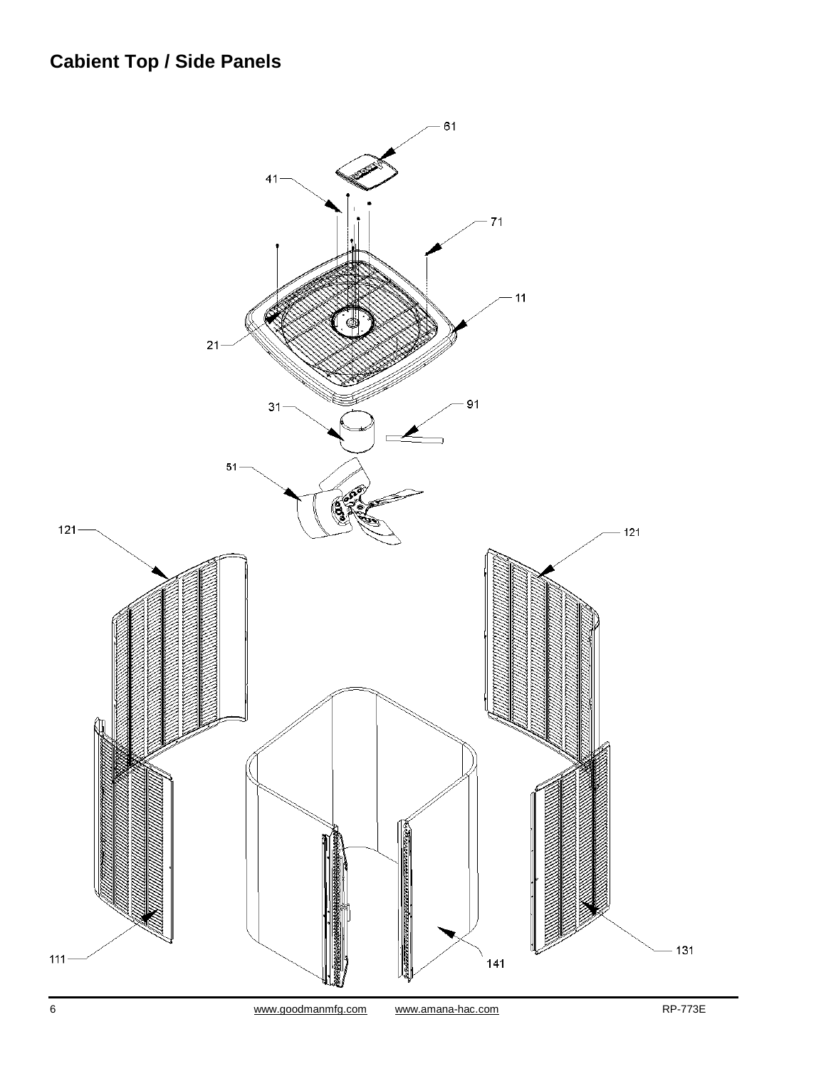## Cabient Top / Side Panels

61

41

71

11

21

31

91

51

121

121

111

141

131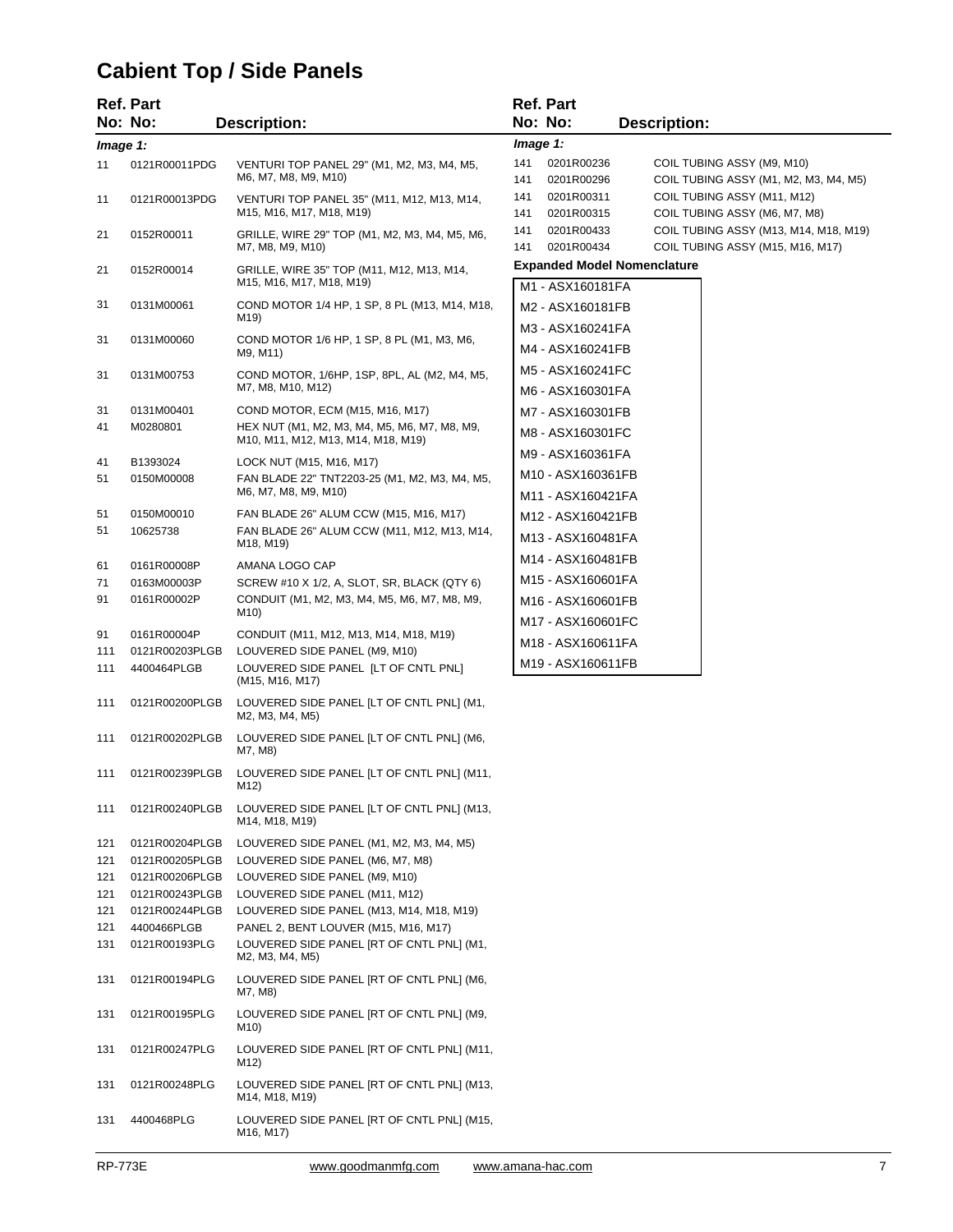# Cabient Top / Side Panels

| Ref. No: | Part No: | Description: |
|---|---|---|
| *Image 1:* | | |
| 11 | 0121R00011PDG | VENTURI TOP PANEL 29" (M1, M2, M3, M4, M5, M6, M7, M8, M9, M10) |
| 11 | 0121R00013PDG | VENTURI TOP PANEL 35" (M11, M12, M13, M14, M15, M16, M17, M18, M19) |
| 21 | 0152R00011 | GRILLE, WIRE 29" TOP (M1, M2, M3, M4, M5, M6, M7, M8, M9, M10) |
| 21 | 0152R00014 | GRILLE, WIRE 35" TOP (M11, M12, M13, M14, M15, M16, M17, M18, M19) |
| 31 | 0131M00061 | COND MOTOR 1/4 HP, 1 SP, 8 PL (M13, M14, M18, M19) |
| 31 | 0131M00060 | COND MOTOR 1/6 HP, 1 SP, 8 PL (M1, M3, M6, M9, M11) |
| 31 | 0131M00753 | COND MOTOR, 1/6HP, 1SP, 8PL, AL (M2, M4, M5, M7, M8, M10, M12) |
| 31 | 0131M00401 | COND MOTOR, ECM (M15, M16, M17) |
| 41 | M0280801 | HEX NUT (M1, M2, M3, M4, M5, M6, M7, M8, M9, M10, M11, M12, M13, M14, M18, M19) |
| 41 | B1393024 | LOCK NUT (M15, M16, M17) |
| 51 | 0150M00008 | FAN BLADE 22" TNT2203-25 (M1, M2, M3, M4, M5, M6, M7, M8, M9, M10) |
| 51 | 0150M00010 | FAN BLADE 26" ALUM CCW (M15, M16, M17) |
| 51 | 10625738 | FAN BLADE 26" ALUM CCW (M11, M12, M13, M14, M18, M19) |
| 61 | 0161R00008P | AMANA LOGO CAP |
| 71 | 0163M00003P | SCREW #10 X 1/2, A, SLOT, SR, BLACK (QTY 6) |
| 91 | 0161R00002P | CONDUIT (M1, M2, M3, M4, M5, M6, M7, M8, M9, M10) |
| 91 | 0161R00004P | CONDUIT (M11, M12, M13, M14, M18, M19) |
| 111 | 0121R00203PLGB | LOUVERED SIDE PANEL (M9, M10) |
| 111 | 4400464PLGB | LOUVERED SIDE PANEL [LT OF CNTL PNL] (M15, M16, M17) |
| 111 | 0121R00200PLGB | LOUVERED SIDE PANEL [LT OF CNTL PNL] (M1, M2, M3, M4, M5) |
| 111 | 0121R00202PLGB | LOUVERED SIDE PANEL [LT OF CNTL PNL] (M6, M7, M8) |
| 111 | 0121R00239PLGB | LOUVERED SIDE PANEL [LT OF CNTL PNL] (M11, M12) |
| 111 | 0121R00240PLGB | LOUVERED SIDE PANEL [LT OF CNTL PNL] (M13, M14, M18, M19) |
| 121 | 0121R00204PLGB | LOUVERED SIDE PANEL (M1, M2, M3, M4, M5) |
| 121 | 0121R00205PLGB | LOUVERED SIDE PANEL (M6, M7, M8) |
| 121 | 0121R00206PLGB | LOUVERED SIDE PANEL (M9, M10) |
| 121 | 0121R00243PLGB | LOUVERED SIDE PANEL (M11, M12) |
| 121 | 0121R00244PLGB | LOUVERED SIDE PANEL (M13, M14, M18, M19) |
| 121 | 4400466PLGB | PANEL 2, BENT LOUVER (M15, M16, M17) |
| 131 | 0121R00193PLG | LOUVERED SIDE PANEL [RT OF CNTL PNL] (M1, M2, M3, M4, M5) |
| 131 | 0121R00194PLG | LOUVERED SIDE PANEL [RT OF CNTL PNL] (M6, M7, M8) |
| 131 | 0121R00195PLG | LOUVERED SIDE PANEL [RT OF CNTL PNL] (M9, M10) |
| 131 | 0121R00247PLG | LOUVERED SIDE PANEL [RT OF CNTL PNL] (M11, M12) |
| 131 | 0121R00248PLG | LOUVERED SIDE PANEL [RT OF CNTL PNL] (M13, M14, M18, M19) |
| 131 | 4400468PLG | LOUVERED SIDE PANEL [RT OF CNTL PNL] (M15, M16, M17) |
| 141 | 0201R00236 | COIL TUBING ASSY (M9, M10) |
| 141 | 0201R00296 | COIL TUBING ASSY (M1, M2, M3, M4, M5) |
| 141 | 0201R00311 | COIL TUBING ASSY (M11, M12) |
| 141 | 0201R00315 | COIL TUBING ASSY (M6, M7, M8) |
| 141 | 0201R00433 | COIL TUBING ASSY (M13, M14, M18, M19) |
| 141 | 0201R00434 | COIL TUBING ASSY (M15, M16, M17) |

**Expanded Model Nomenclature**

- M1 - ASX160181FA
- M2 - ASX160181FB
- M3 - ASX160241FA
- M4 - ASX160241FB
- M5 - ASX160241FC
- M6 - ASX160301FA
- M7 - ASX160301FB
- M8 - ASX160301FC
- M9 - ASX160361FA
- M10 - ASX160361FB
- M11 - ASX160421FA
- M12 - ASX160421FB
- M13 - ASX160481FA
- M14 - ASX160481FB
- M15 - ASX160601FA
- M16 - ASX160601FB
- M17 - ASX160601FC
- M18 - ASX160611FA
- M19 - ASX160611FB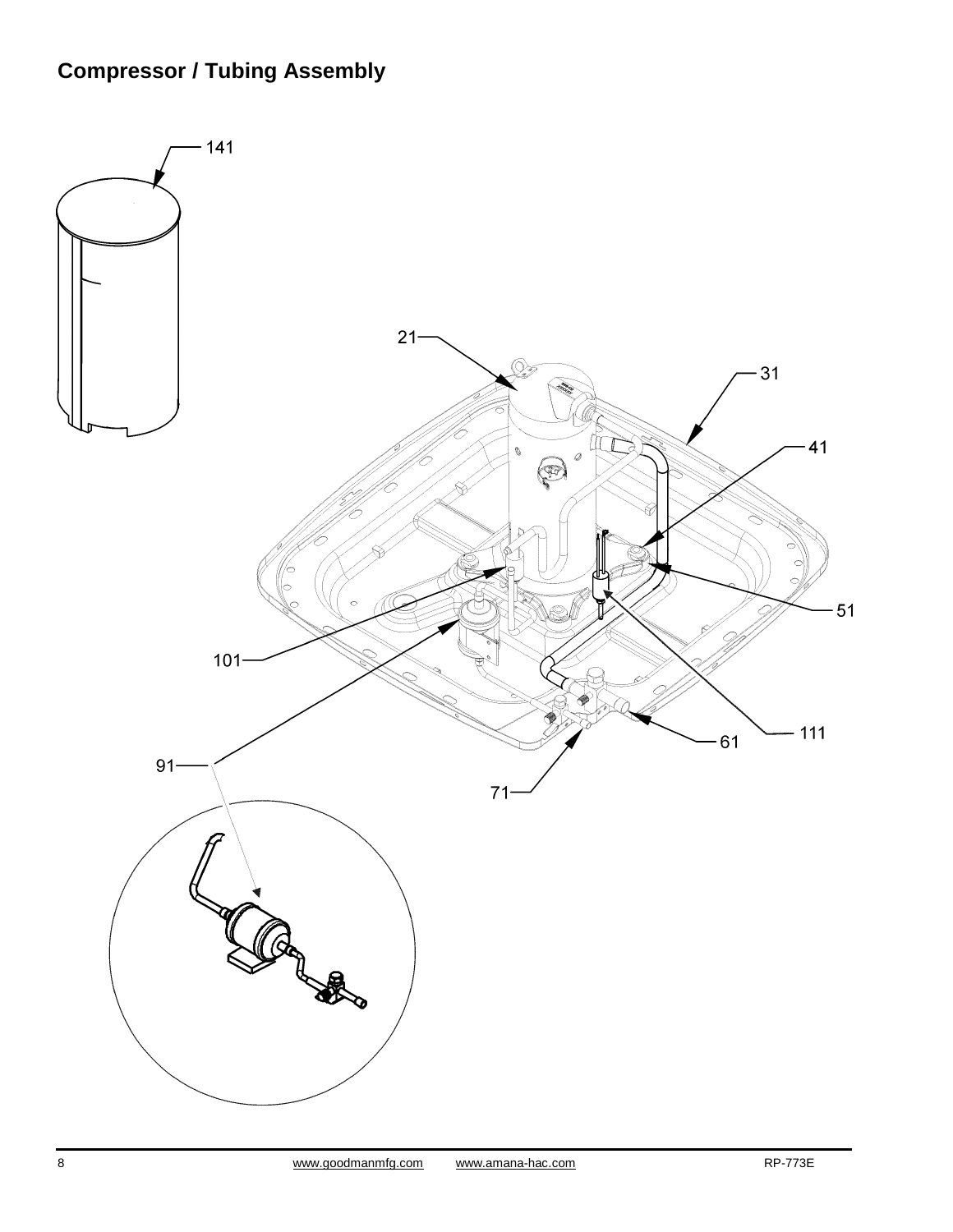## Compressor / Tubing Assembly

141

21

31

41

51

101

111

61

91

71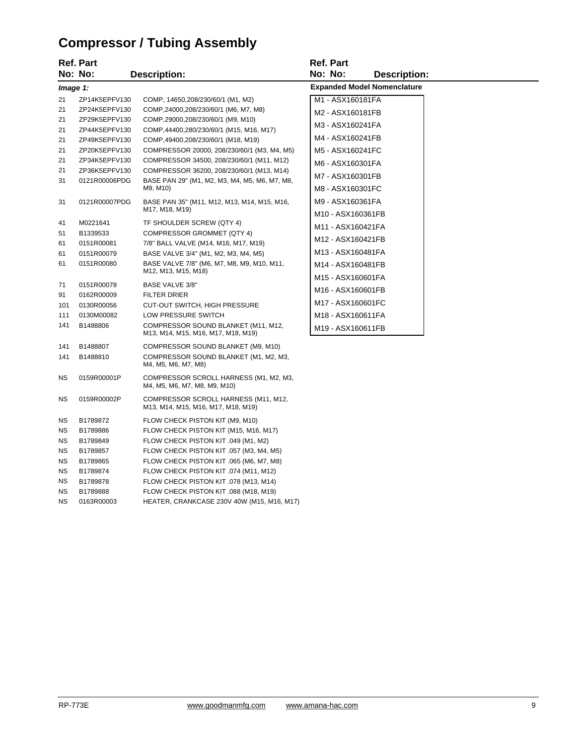# Compressor / Tubing Assembly

| Ref. No: | Part No: | Description: |
|---|---|---|
| *Image 1:* | | |
| 21 | ZP14K5EPFV130 | COMP, 14650,208/230/60/1 (M1, M2) |
| 21 | ZP24K5EPFV130 | COMP,24000,208/230/60/1 (M6, M7, M8) |
| 21 | ZP29K5EPFV130 | COMP,29000,208/230/60/1 (M9, M10) |
| 21 | ZP44K5EPFV130 | COMP,44400,280/230/60/1 (M15, M16, M17) |
| 21 | ZP49K5EPFV130 | COMP,49400,208/230/60/1 (M18, M19) |
| 21 | ZP20K5EPFV130 | COMPRESSOR 20000, 208/230/60/1 (M3, M4, M5) |
| 21 | ZP34K5EPFV130 | COMPRESSOR 34500, 208/230/60/1 (M11, M12) |
| 21 | ZP36K5EPFV130 | COMPRESSOR 36200, 208/230/60/1 (M13, M14) |
| 31 | 0121R00006PDG | BASE PAN 29" (M1, M2, M3, M4, M5, M6, M7, M8, M9, M10) |
| 31 | 0121R00007PDG | BASE PAN 35" (M11, M12, M13, M14, M15, M16, M17, M18, M19) |
| 41 | M0221641 | TF SHOULDER SCREW (QTY 4) |
| 51 | B1339533 | COMPRESSOR GROMMET (QTY 4) |
| 61 | 0151R00081 | 7/8" BALL VALVE (M14, M16, M17, M19) |
| 61 | 0151R00079 | BASE VALVE 3/4" (M1, M2, M3, M4, M5) |
| 61 | 0151R00080 | BASE VALVE 7/8" (M6, M7, M8, M9, M10, M11, M12, M13, M15, M18) |
| 71 | 0151R00078 | BASE VALVE 3/8" |
| 91 | 0162R00009 | FILTER DRIER |
| 101 | 0130R00056 | CUT-OUT SWITCH, HIGH PRESSURE |
| 111 | 0130M00082 | LOW PRESSURE SWITCH |
| 141 | B1488806 | COMPRESSOR SOUND BLANKET (M11, M12, M13, M14, M15, M16, M17, M18, M19) |
| 141 | B1488807 | COMPRESSOR SOUND BLANKET (M9, M10) |
| 141 | B1488810 | COMPRESSOR SOUND BLANKET (M1, M2, M3, M4, M5, M6, M7, M8) |
| NS | 0159R00001P | COMPRESSOR SCROLL HARNESS (M1, M2, M3, M4, M5, M6, M7, M8, M9, M10) |
| NS | 0159R00002P | COMPRESSOR SCROLL HARNESS (M11, M12, M13, M14, M15, M16, M17, M18, M19) |
| NS | B1789872 | FLOW CHECK PISTON KIT (M9, M10) |
| NS | B1789886 | FLOW CHECK PISTON KIT (M15, M16, M17) |
| NS | B1789849 | FLOW CHECK PISTON KIT .049 (M1, M2) |
| NS | B1789857 | FLOW CHECK PISTON KIT .057 (M3, M4, M5) |
| NS | B1789865 | FLOW CHECK PISTON KIT .065 (M6, M7, M8) |
| NS | B1789874 | FLOW CHECK PISTON KIT .074 (M11, M12) |
| NS | B1789878 | FLOW CHECK PISTON KIT .078 (M13, M14) |
| NS | B1789888 | FLOW CHECK PISTON KIT .088 (M18, M19) |
| NS | 0163R00003 | HEATER, CRANKCASE 230V 40W (M15, M16, M17) |

**Expanded Model Nomenclature**

- M1 - ASX160181FA
- M2 - ASX160181FB
- M3 - ASX160241FA
- M4 - ASX160241FB
- M5 - ASX160241FC
- M6 - ASX160301FA
- M7 - ASX160301FB
- M8 - ASX160301FC
- M9 - ASX160361FA
- M10 - ASX160361FB
- M11 - ASX160421FA
- M12 - ASX160421FB
- M13 - ASX160481FA
- M14 - ASX160481FB
- M15 - ASX160601FA
- M16 - ASX160601FB
- M17 - ASX160601FC
- M18 - ASX160611FA
- M19 - ASX160611FB